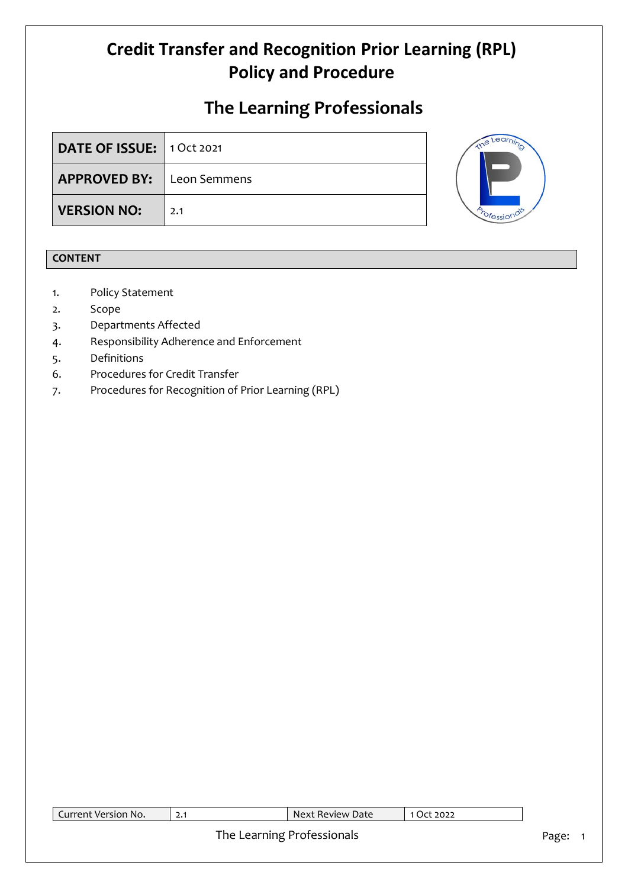# Credit Transfer and Recognition Prior Learning (RPL) Policy and Procedure

## The Learning Professionals

| DATE OF ISSUE: | 1 Oct 2021 |
|---|---|
| APPROVED BY: | Leon Semmens |
| VERSION NO: | 2.1 |

**CONTENT**

1. Policy Statement
2. Scope
3. Departments Affected
4. Responsibility Adherence and Enforcement
5. Definitions
6. Procedures for Credit Transfer
7. Procedures for Recognition of Prior Learning (RPL)

| Current Version No. | 2.1 | Next Review Date | 1 Oct 2022 |
|---|---|---|---|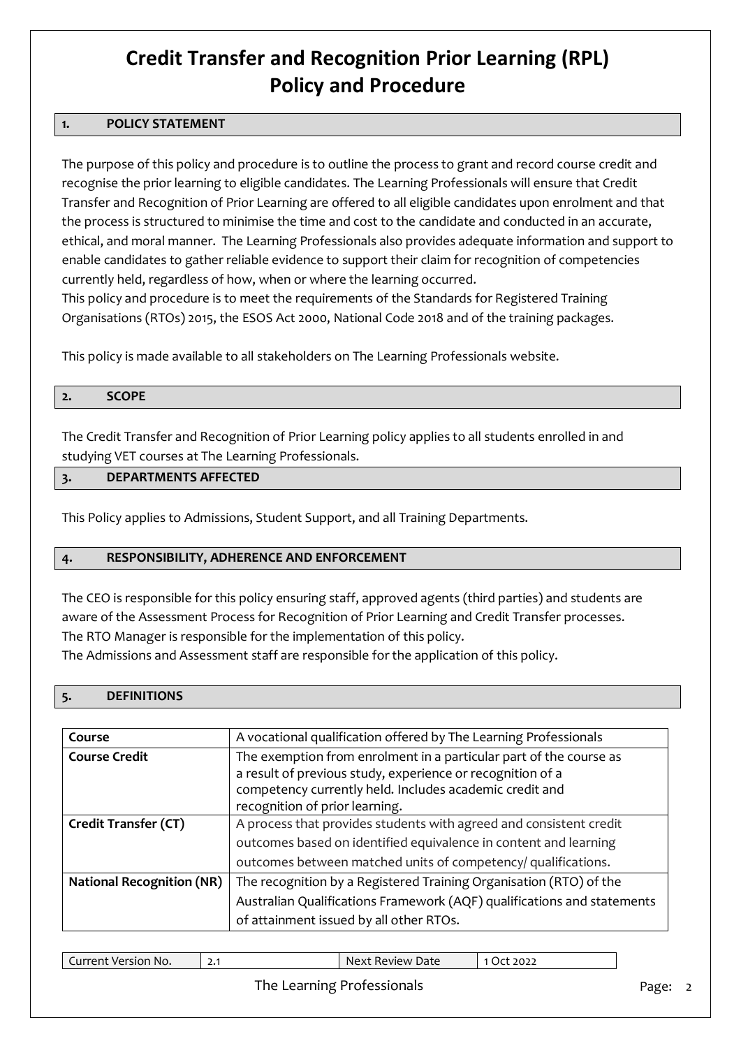# Credit Transfer and Recognition Prior Learning (RPL) Policy and Procedure

## 1. POLICY STATEMENT

The purpose of this policy and procedure is to outline the process to grant and record course credit and recognise the prior learning to eligible candidates. The Learning Professionals will ensure that Credit Transfer and Recognition of Prior Learning are offered to all eligible candidates upon enrolment and that the process is structured to minimise the time and cost to the candidate and conducted in an accurate, ethical, and moral manner. The Learning Professionals also provides adequate information and support to enable candidates to gather reliable evidence to support their claim for recognition of competencies currently held, regardless of how, when or where the learning occurred.

This policy and procedure is to meet the requirements of the Standards for Registered Training Organisations (RTOs) 2015, the ESOS Act 2000, National Code 2018 and of the training packages.

This policy is made available to all stakeholders on The Learning Professionals website.

## 2. SCOPE

The Credit Transfer and Recognition of Prior Learning policy applies to all students enrolled in and studying VET courses at The Learning Professionals.

## 3. DEPARTMENTS AFFECTED

This Policy applies to Admissions, Student Support, and all Training Departments.

## 4. RESPONSIBILITY, ADHERENCE AND ENFORCEMENT

The CEO is responsible for this policy ensuring staff, approved agents (third parties) and students are aware of the Assessment Process for Recognition of Prior Learning and Credit Transfer processes.

The RTO Manager is responsible for the implementation of this policy.

The Admissions and Assessment staff are responsible for the application of this policy.

## 5. DEFINITIONS

| | |
|---|---|
| **Course** | A vocational qualification offered by The Learning Professionals |
| **Course Credit** | The exemption from enrolment in a particular part of the course as a result of previous study, experience or recognition of a competency currently held. Includes academic credit and recognition of prior learning. |
| **Credit Transfer (CT)** | A process that provides students with agreed and consistent credit outcomes based on identified equivalence in content and learning outcomes between matched units of competency/ qualifications. |
| **National Recognition (NR)** | The recognition by a Registered Training Organisation (RTO) of the Australian Qualifications Framework (AQF) qualifications and statements of attainment issued by all other RTOs. |

| Current Version No. | 2.1 | Next Review Date | 1 Oct 2022 |
|---|---|---|---|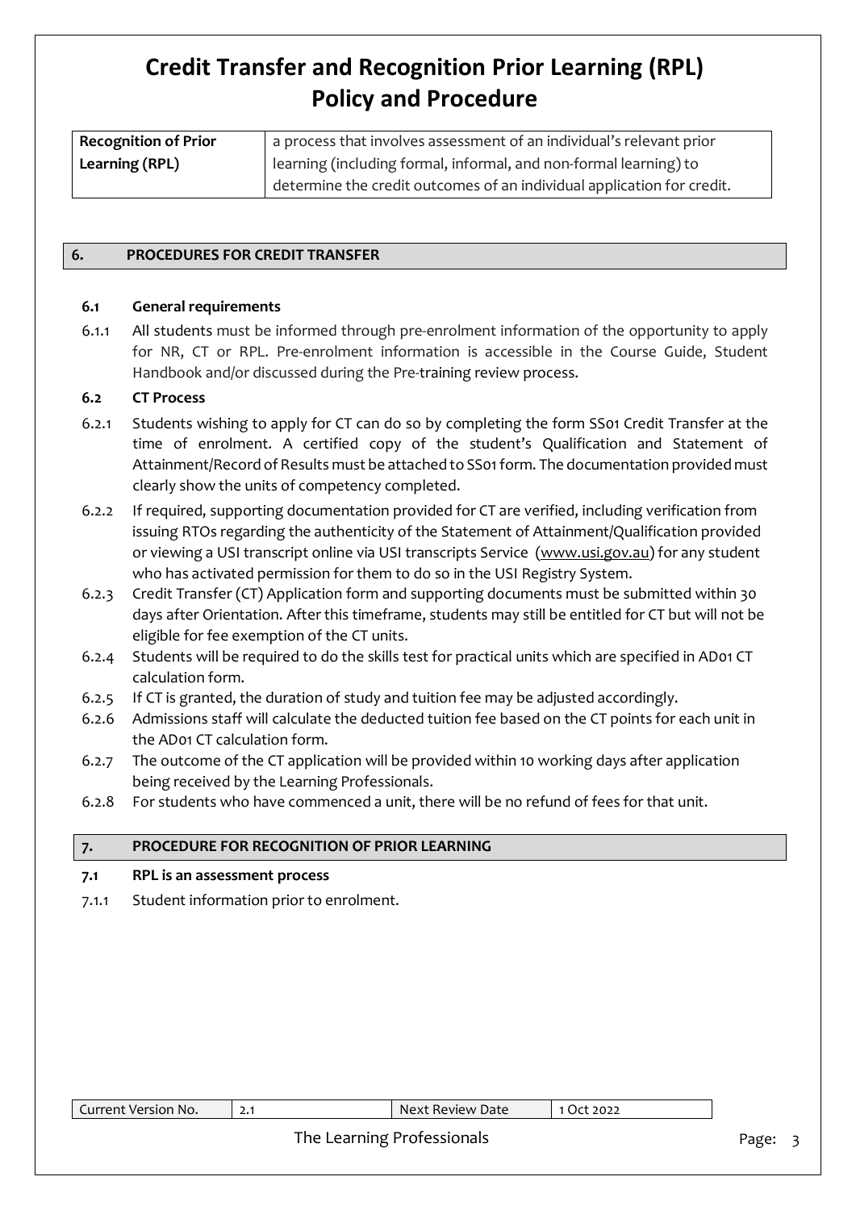# Credit Transfer and Recognition Prior Learning (RPL) Policy and Procedure

| | |
|---|---|
| **Recognition of Prior Learning (RPL)** | a process that involves assessment of an individual's relevant prior learning (including formal, informal, and non-formal learning) to determine the credit outcomes of an individual application for credit. |

## 6. PROCEDURES FOR CREDIT TRANSFER

### 6.1 General requirements

6.1.1 All students must be informed through pre-enrolment information of the opportunity to apply for NR, CT or RPL. Pre-enrolment information is accessible in the Course Guide, Student Handbook and/or discussed during the Pre-training review process.

### 6.2 CT Process

6.2.1 Students wishing to apply for CT can do so by completing the form SS01 Credit Transfer at the time of enrolment. A certified copy of the student's Qualification and Statement of Attainment/Record of Results must be attached to SS01 form. The documentation provided must clearly show the units of competency completed.

6.2.2 If required, supporting documentation provided for CT are verified, including verification from issuing RTOs regarding the authenticity of the Statement of Attainment/Qualification provided or viewing a USI transcript online via USI transcripts Service (www.usi.gov.au) for any student who has activated permission for them to do so in the USI Registry System.

6.2.3 Credit Transfer (CT) Application form and supporting documents must be submitted within 30 days after Orientation. After this timeframe, students may still be entitled for CT but will not be eligible for fee exemption of the CT units.

6.2.4 Students will be required to do the skills test for practical units which are specified in AD01 CT calculation form.

6.2.5 If CT is granted, the duration of study and tuition fee may be adjusted accordingly.

6.2.6 Admissions staff will calculate the deducted tuition fee based on the CT points for each unit in the AD01 CT calculation form.

6.2.7 The outcome of the CT application will be provided within 10 working days after application being received by the Learning Professionals.

6.2.8 For students who have commenced a unit, there will be no refund of fees for that unit.

## 7. PROCEDURE FOR RECOGNITION OF PRIOR LEARNING

### 7.1 RPL is an assessment process

7.1.1 Student information prior to enrolment.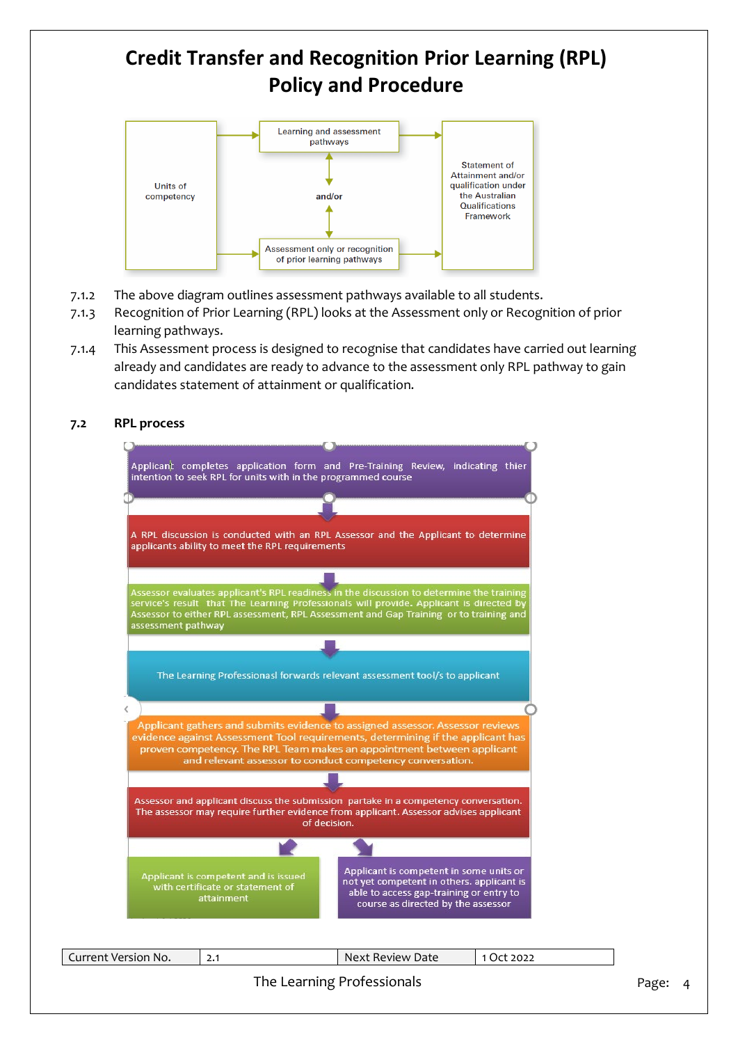# Credit Transfer and Recognition Prior Learning (RPL) Policy and Procedure

Units of competency → Learning and assessment pathways → Statement of Attainment and/or qualification under the Australian Qualifications Framework

and/or

Units of competency → Assessment only or recognition of prior learning pathways → Statement of Attainment and/or qualification under the Australian Qualifications Framework

7.1.2 The above diagram outlines assessment pathways available to all students.

7.1.3 Recognition of Prior Learning (RPL) looks at the Assessment only or Recognition of prior learning pathways.

7.1.4 This Assessment process is designed to recognise that candidates have carried out learning already and candidates are ready to advance to the assessment only RPL pathway to gain candidates statement of attainment or qualification.

## 7.2 RPL process

Applicant completes application form and Pre-Training Review, indicating thier intention to seek RPL for units with in the programmed course

↓

A RPL discussion is conducted with an RPL Assessor and the Applicant to determine applicants ability to meet the RPL requirements

↓

Assessor evaluates applicant's RPL readiness in the discussion to determine the training service's result that The Learning Professionals will provide. Applicant is directed by Assessor to either RPL assessment, RPL Assessment and Gap Training or to training and assessment pathway

↓

The Learning Professionasl forwards relevant assessment tool/s to applicant

↓

Applicant gathers and submits evidence to assigned assessor. Assessor reviews evidence against Assessment Tool requirements, determining if the applicant has proven competency. The RPL Team makes an appointment between applicant and relevant assessor to conduct competency conversation.

↓

Assessor and applicant discuss the submission partake in a competency conversation. The assessor may require further evidence from applicant. Assessor advises applicant of decision.

↓

- Applicant is competent and is issued with certificate or statement of attainment
- Applicant is competent in some units or not yet competent in others. applicant is able to access gap-training or entry to course as directed by the assessor

| Current Version No. | 2.1 | Next Review Date | 1 Oct 2022 |
|---|---|---|---|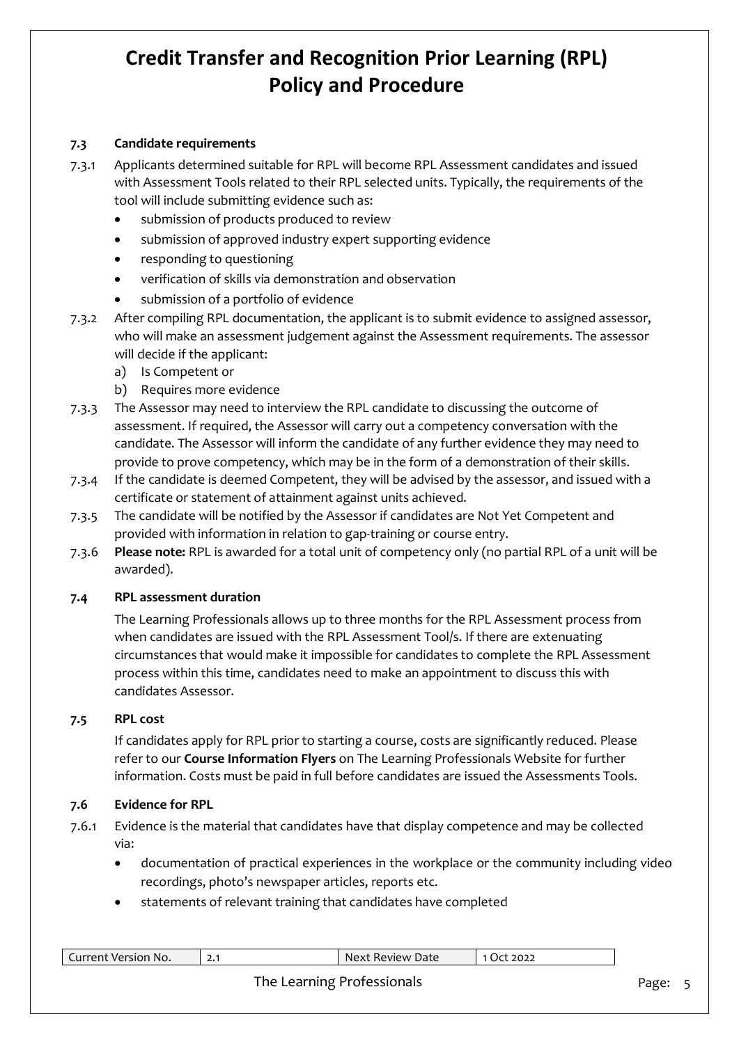### 7.3 Candidate requirements

7.3.1 Applicants determined suitable for RPL will become RPL Assessment candidates and issued with Assessment Tools related to their RPL selected units. Typically, the requirements of the tool will include submitting evidence such as:

- submission of products produced to review
- submission of approved industry expert supporting evidence
- responding to questioning
- verification of skills via demonstration and observation
- submission of a portfolio of evidence

7.3.2 After compiling RPL documentation, the applicant is to submit evidence to assigned assessor, who will make an assessment judgement against the Assessment requirements. The assessor will decide if the applicant:

a) Is Competent or
b) Requires more evidence

7.3.3 The Assessor may need to interview the RPL candidate to discussing the outcome of assessment. If required, the Assessor will carry out a competency conversation with the candidate. The Assessor will inform the candidate of any further evidence they may need to provide to prove competency, which may be in the form of a demonstration of their skills.

7.3.4 If the candidate is deemed Competent, they will be advised by the assessor, and issued with a certificate or statement of attainment against units achieved.

7.3.5 The candidate will be notified by the Assessor if candidates are Not Yet Competent and provided with information in relation to gap-training or course entry.

7.3.6 **Please note:** RPL is awarded for a total unit of competency only (no partial RPL of a unit will be awarded).

### 7.4 RPL assessment duration

The Learning Professionals allows up to three months for the RPL Assessment process from when candidates are issued with the RPL Assessment Tool/s. If there are extenuating circumstances that would make it impossible for candidates to complete the RPL Assessment process within this time, candidates need to make an appointment to discuss this with candidates Assessor.

### 7.5 RPL cost

If candidates apply for RPL prior to starting a course, costs are significantly reduced. Please refer to our **Course Information Flyers** on The Learning Professionals Website for further information. Costs must be paid in full before candidates are issued the Assessments Tools.

### 7.6 Evidence for RPL

7.6.1 Evidence is the material that candidates have that display competence and may be collected via:

- documentation of practical experiences in the workplace or the community including video recordings, photo's newspaper articles, reports etc.
- statements of relevant training that candidates have completed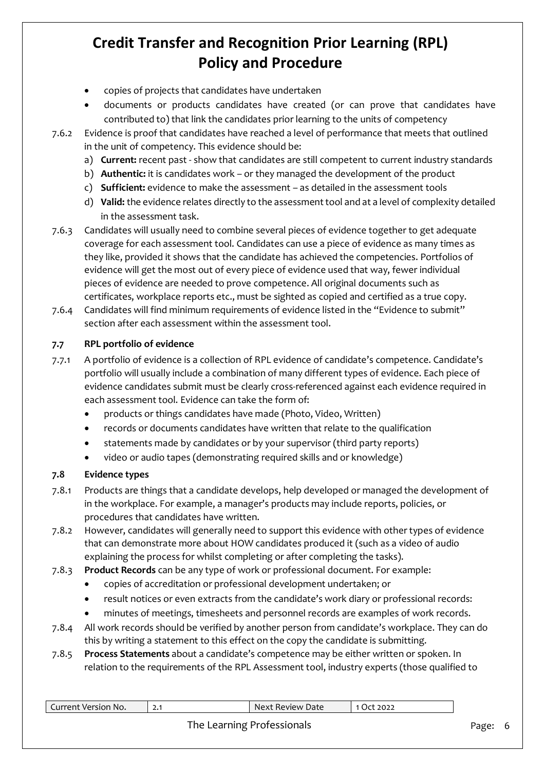- copies of projects that candidates have undertaken
- documents or products candidates have created (or can prove that candidates have contributed to) that link the candidates prior learning to the units of competency

7.6.2 Evidence is proof that candidates have reached a level of performance that meets that outlined in the unit of competency. This evidence should be:

a) **Current:** recent past - show that candidates are still competent to current industry standards
b) **Authentic:** it is candidates work – or they managed the development of the product
c) **Sufficient:** evidence to make the assessment – as detailed in the assessment tools
d) **Valid:** the evidence relates directly to the assessment tool and at a level of complexity detailed in the assessment task.

7.6.3 Candidates will usually need to combine several pieces of evidence together to get adequate coverage for each assessment tool. Candidates can use a piece of evidence as many times as they like, provided it shows that the candidate has achieved the competencies. Portfolios of evidence will get the most out of every piece of evidence used that way, fewer individual pieces of evidence are needed to prove competence. All original documents such as certificates, workplace reports etc., must be sighted as copied and certified as a true copy.

7.6.4 Candidates will find minimum requirements of evidence listed in the "Evidence to submit" section after each assessment within the assessment tool.

### 7.7 RPL portfolio of evidence

7.7.1 A portfolio of evidence is a collection of RPL evidence of candidate's competence. Candidate's portfolio will usually include a combination of many different types of evidence. Each piece of evidence candidates submit must be clearly cross-referenced against each evidence required in each assessment tool. Evidence can take the form of:

- products or things candidates have made (Photo, Video, Written)
- records or documents candidates have written that relate to the qualification
- statements made by candidates or by your supervisor (third party reports)
- video or audio tapes (demonstrating required skills and or knowledge)

### 7.8 Evidence types

7.8.1 Products are things that a candidate develops, help developed or managed the development of in the workplace. For example, a manager's products may include reports, policies, or procedures that candidates have written.

7.8.2 However, candidates will generally need to support this evidence with other types of evidence that can demonstrate more about HOW candidates produced it (such as a video of audio explaining the process for whilst completing or after completing the tasks).

7.8.3 **Product Records** can be any type of work or professional document. For example:

- copies of accreditation or professional development undertaken; or
- result notices or even extracts from the candidate's work diary or professional records:
- minutes of meetings, timesheets and personnel records are examples of work records.

7.8.4 All work records should be verified by another person from candidate's workplace. They can do this by writing a statement to this effect on the copy the candidate is submitting.

7.8.5 **Process Statements** about a candidate's competence may be either written or spoken. In relation to the requirements of the RPL Assessment tool, industry experts (those qualified to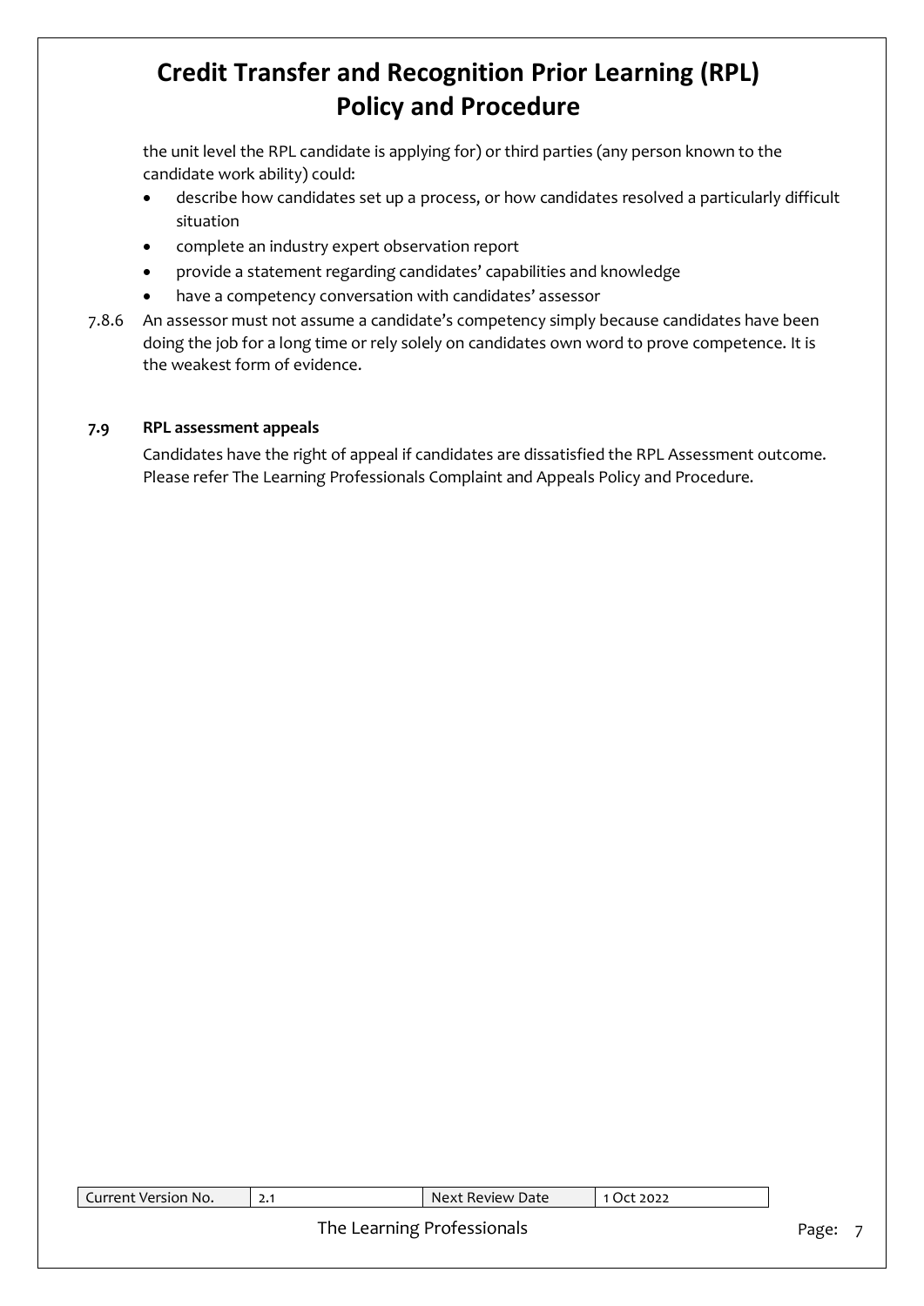the unit level the RPL candidate is applying for) or third parties (any person known to the candidate work ability) could:

- describe how candidates set up a process, or how candidates resolved a particularly difficult situation
- complete an industry expert observation report
- provide a statement regarding candidates' capabilities and knowledge
- have a competency conversation with candidates' assessor

7.8.6 An assessor must not assume a candidate's competency simply because candidates have been doing the job for a long time or rely solely on candidates own word to prove competence. It is the weakest form of evidence.

### 7.9 RPL assessment appeals

Candidates have the right of appeal if candidates are dissatisfied the RPL Assessment outcome. Please refer The Learning Professionals Complaint and Appeals Policy and Procedure.